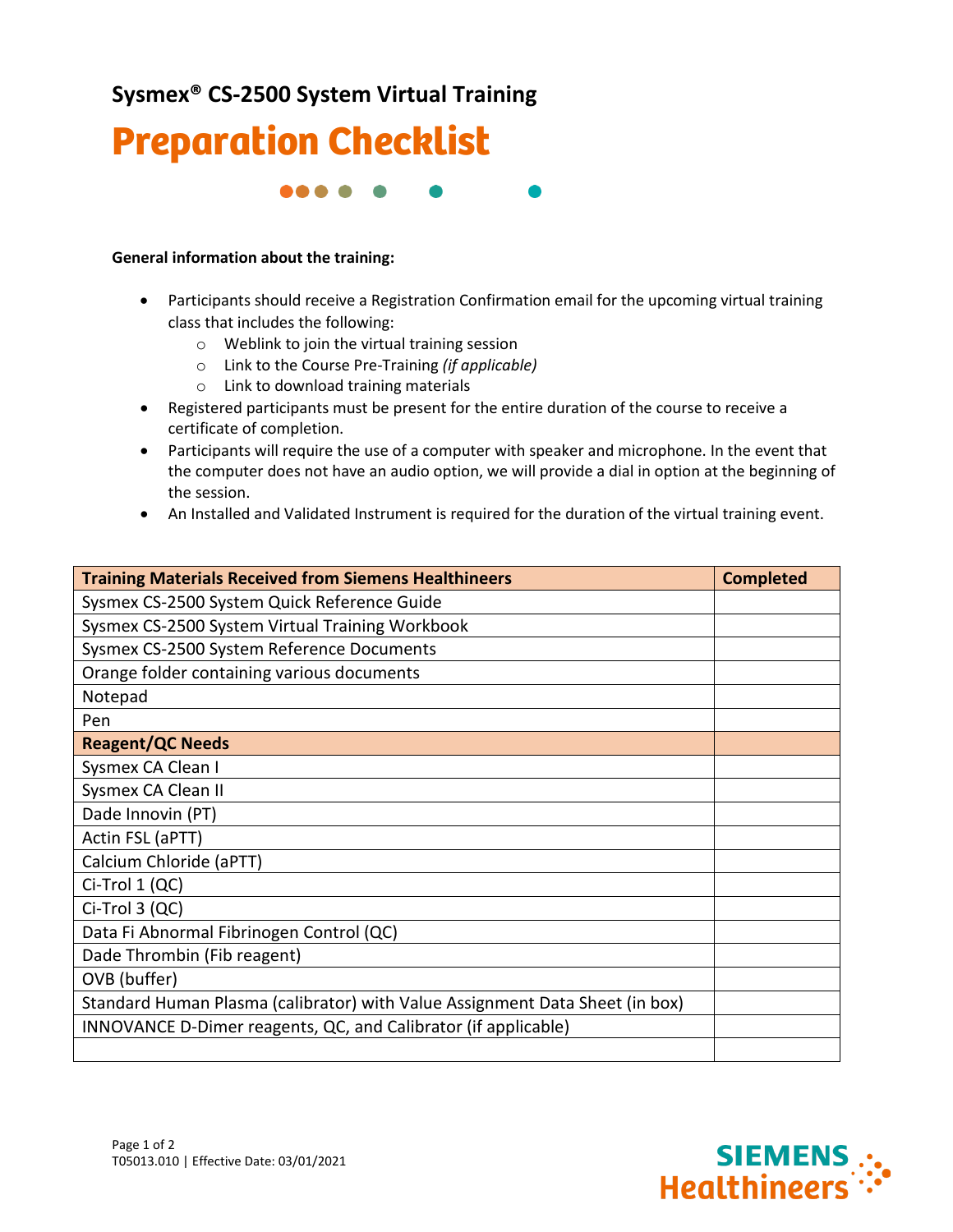## Sysmex® CS-2500 System Virtual Training

# Preparation Checklist

**General information about the training:**

- Participants should receive a Registration Confirmation email for the upcoming virtual training class that includes the following:
  - Weblink to join the virtual training session
  - Link to the Course Pre-Training *(if applicable)*
  - Link to download training materials
- Registered participants must be present for the entire duration of the course to receive a certificate of completion.
- Participants will require the use of a computer with speaker and microphone. In the event that the computer does not have an audio option, we will provide a dial in option at the beginning of the session.
- An Installed and Validated Instrument is required for the duration of the virtual training event.

| **Training Materials Received from Siemens Healthineers** | **Completed** |
|---|---|
| Sysmex CS-2500 System Quick Reference Guide | |
| Sysmex CS-2500 System Virtual Training Workbook | |
| Sysmex CS-2500 System Reference Documents | |
| Orange folder containing various documents | |
| Notepad | |
| Pen | |
| **Reagent/QC Needs** | |
| Sysmex CA Clean I | |
| Sysmex CA Clean II | |
| Dade Innovin (PT) | |
| Actin FSL (aPTT) | |
| Calcium Chloride (aPTT) | |
| Ci-Trol 1 (QC) | |
| Ci-Trol 3 (QC) | |
| Data Fi Abnormal Fibrinogen Control (QC) | |
| Dade Thrombin (Fib reagent) | |
| OVB (buffer) | |
| Standard Human Plasma (calibrator) with Value Assignment Data Sheet (in box) | |
| INNOVANCE D-Dimer reagents, QC, and Calibrator (if applicable) | |
| | |

T05013.010 | Effective Date: 03/01/2021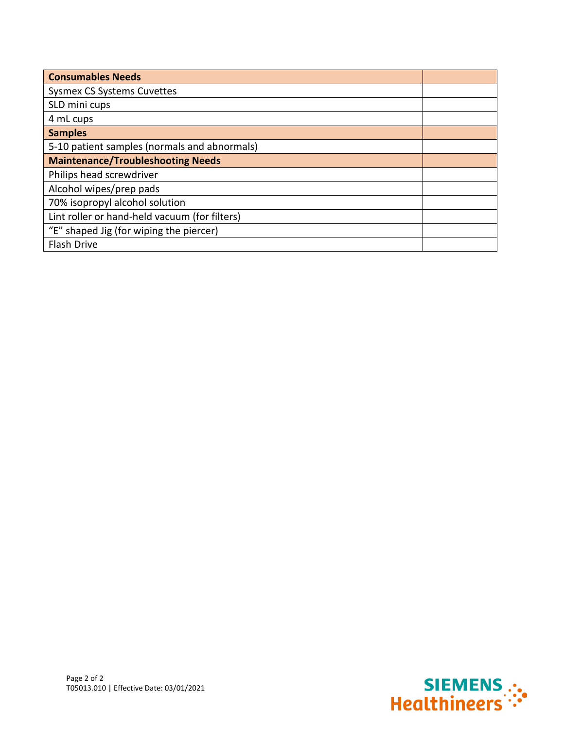| | |
|---|---|
| **Consumables Needs** | |
| Sysmex CS Systems Cuvettes | |
| SLD mini cups | |
| 4 mL cups | |
| **Samples** | |
| 5-10 patient samples (normals and abnormals) | |
| **Maintenance/Troubleshooting Needs** | |
| Philips head screwdriver | |
| Alcohol wipes/prep pads | |
| 70% isopropyl alcohol solution | |
| Lint roller or hand-held vacuum (for filters) | |
| "E" shaped Jig (for wiping the piercer) | |
| Flash Drive | |

T05013.010 | Effective Date: 03/01/2021